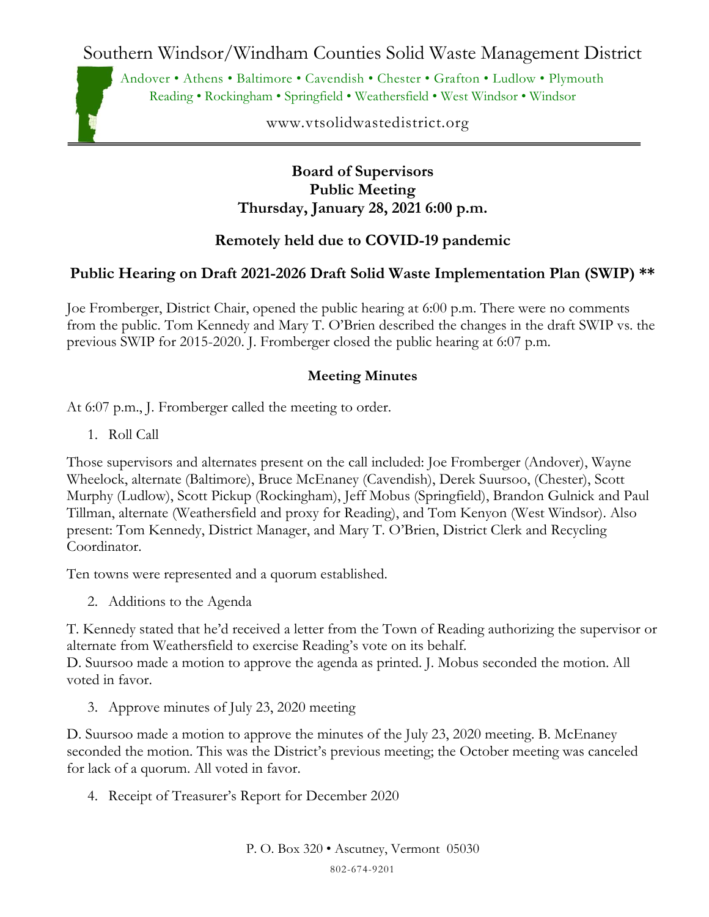# Southern Windsor/Windham Counties Solid Waste Management District

Andover • Athens • Baltimore • Cavendish • Chester • Grafton • Ludlow • Plymouth
Reading • Rockingham • Springfield • Weathersfield • West Windsor • Windsor

www.vtsolidwastedistrict.org

**Board of Supervisors**
**Public Meeting**
**Thursday, January 28, 2021 6:00 p.m.**

## Remotely held due to COVID-19 pandemic

## Public Hearing on Draft 2021-2026 Draft Solid Waste Implementation Plan (SWIP) **

Joe Fromberger, District Chair, opened the public hearing at 6:00 p.m. There were no comments from the public. Tom Kennedy and Mary T. O'Brien described the changes in the draft SWIP vs. the previous SWIP for 2015-2020. J. Fromberger closed the public hearing at 6:07 p.m.

## Meeting Minutes

At 6:07 p.m., J. Fromberger called the meeting to order.

1. Roll Call

Those supervisors and alternates present on the call included: Joe Fromberger (Andover), Wayne Wheelock, alternate (Baltimore), Bruce McEnaney (Cavendish), Derek Suursoo, (Chester), Scott Murphy (Ludlow), Scott Pickup (Rockingham), Jeff Mobus (Springfield), Brandon Gulnick and Paul Tillman, alternate (Weathersfield and proxy for Reading), and Tom Kenyon (West Windsor). Also present: Tom Kennedy, District Manager, and Mary T. O'Brien, District Clerk and Recycling Coordinator.

Ten towns were represented and a quorum established.

2. Additions to the Agenda

T. Kennedy stated that he'd received a letter from the Town of Reading authorizing the supervisor or alternate from Weathersfield to exercise Reading's vote on its behalf.
D. Suursoo made a motion to approve the agenda as printed. J. Mobus seconded the motion. All voted in favor.

3. Approve minutes of July 23, 2020 meeting

D. Suursoo made a motion to approve the minutes of the July 23, 2020 meeting. B. McEnaney seconded the motion. This was the District's previous meeting; the October meeting was canceled for lack of a quorum. All voted in favor.

4. Receipt of Treasurer's Report for December 2020

P. O. Box 320 • Ascutney, Vermont 05030
802-674-9201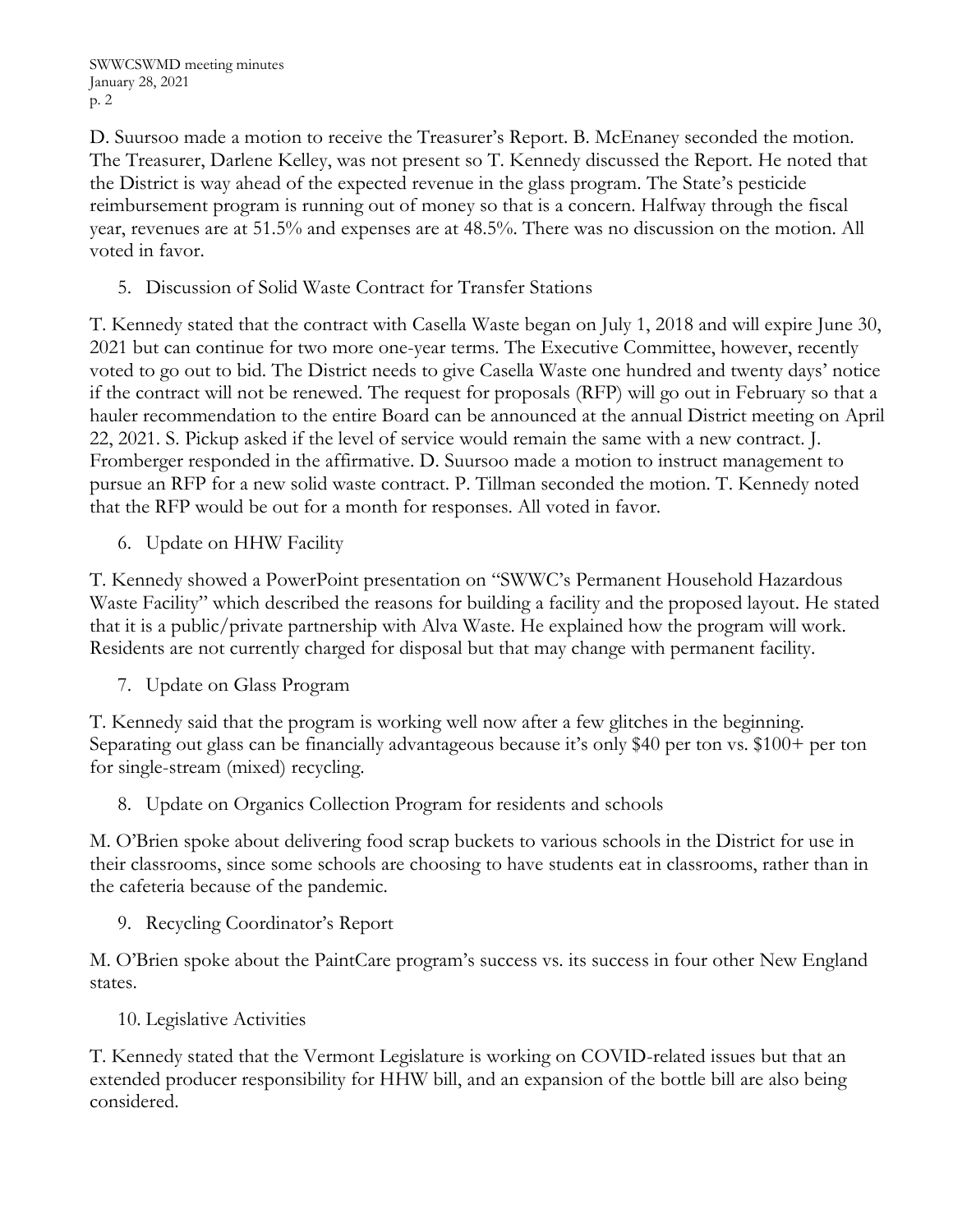D. Suursoo made a motion to receive the Treasurer's Report. B. McEnaney seconded the motion. The Treasurer, Darlene Kelley, was not present so T. Kennedy discussed the Report. He noted that the District is way ahead of the expected revenue in the glass program. The State's pesticide reimbursement program is running out of money so that is a concern. Halfway through the fiscal year, revenues are at 51.5% and expenses are at 48.5%. There was no discussion on the motion. All voted in favor.

5. Discussion of Solid Waste Contract for Transfer Stations

T. Kennedy stated that the contract with Casella Waste began on July 1, 2018 and will expire June 30, 2021 but can continue for two more one-year terms. The Executive Committee, however, recently voted to go out to bid. The District needs to give Casella Waste one hundred and twenty days' notice if the contract will not be renewed. The request for proposals (RFP) will go out in February so that a hauler recommendation to the entire Board can be announced at the annual District meeting on April 22, 2021. S. Pickup asked if the level of service would remain the same with a new contract. J. Fromberger responded in the affirmative. D. Suursoo made a motion to instruct management to pursue an RFP for a new solid waste contract. P. Tillman seconded the motion. T. Kennedy noted that the RFP would be out for a month for responses. All voted in favor.

6. Update on HHW Facility

T. Kennedy showed a PowerPoint presentation on "SWWC's Permanent Household Hazardous Waste Facility" which described the reasons for building a facility and the proposed layout. He stated that it is a public/private partnership with Alva Waste. He explained how the program will work. Residents are not currently charged for disposal but that may change with permanent facility.

7. Update on Glass Program

T. Kennedy said that the program is working well now after a few glitches in the beginning. Separating out glass can be financially advantageous because it's only $40 per ton vs. $100+ per ton for single-stream (mixed) recycling.

8. Update on Organics Collection Program for residents and schools

M. O'Brien spoke about delivering food scrap buckets to various schools in the District for use in their classrooms, since some schools are choosing to have students eat in classrooms, rather than in the cafeteria because of the pandemic.

9. Recycling Coordinator's Report

M. O'Brien spoke about the PaintCare program's success vs. its success in four other New England states.

10. Legislative Activities

T. Kennedy stated that the Vermont Legislature is working on COVID-related issues but that an extended producer responsibility for HHW bill, and an expansion of the bottle bill are also being considered.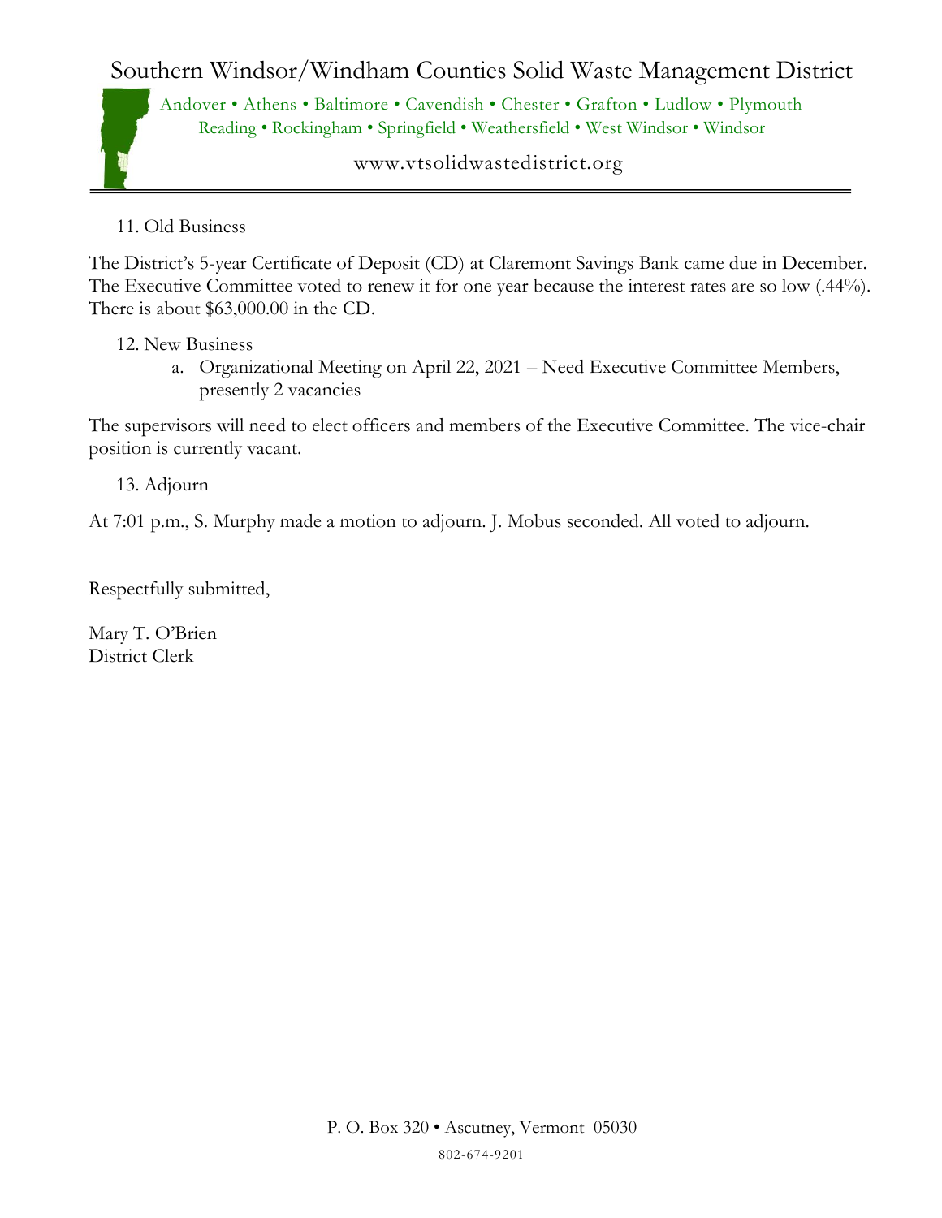Southern Windsor/Windham Counties Solid Waste Management District

Andover • Athens • Baltimore • Cavendish • Chester • Grafton • Ludlow • Plymouth
Reading • Rockingham • Springfield • Weathersfield • West Windsor • Windsor

www.vtsolidwastedistrict.org

11. Old Business

The District's 5-year Certificate of Deposit (CD) at Claremont Savings Bank came due in December. The Executive Committee voted to renew it for one year because the interest rates are so low (.44%). There is about $63,000.00 in the CD.

12. New Business
    a. Organizational Meeting on April 22, 2021 – Need Executive Committee Members, presently 2 vacancies

The supervisors will need to elect officers and members of the Executive Committee. The vice-chair position is currently vacant.

13. Adjourn

At 7:01 p.m., S. Murphy made a motion to adjourn. J. Mobus seconded. All voted to adjourn.

Respectfully submitted,

Mary T. O'Brien
District Clerk

P. O. Box 320 • Ascutney, Vermont 05030
802-674-9201